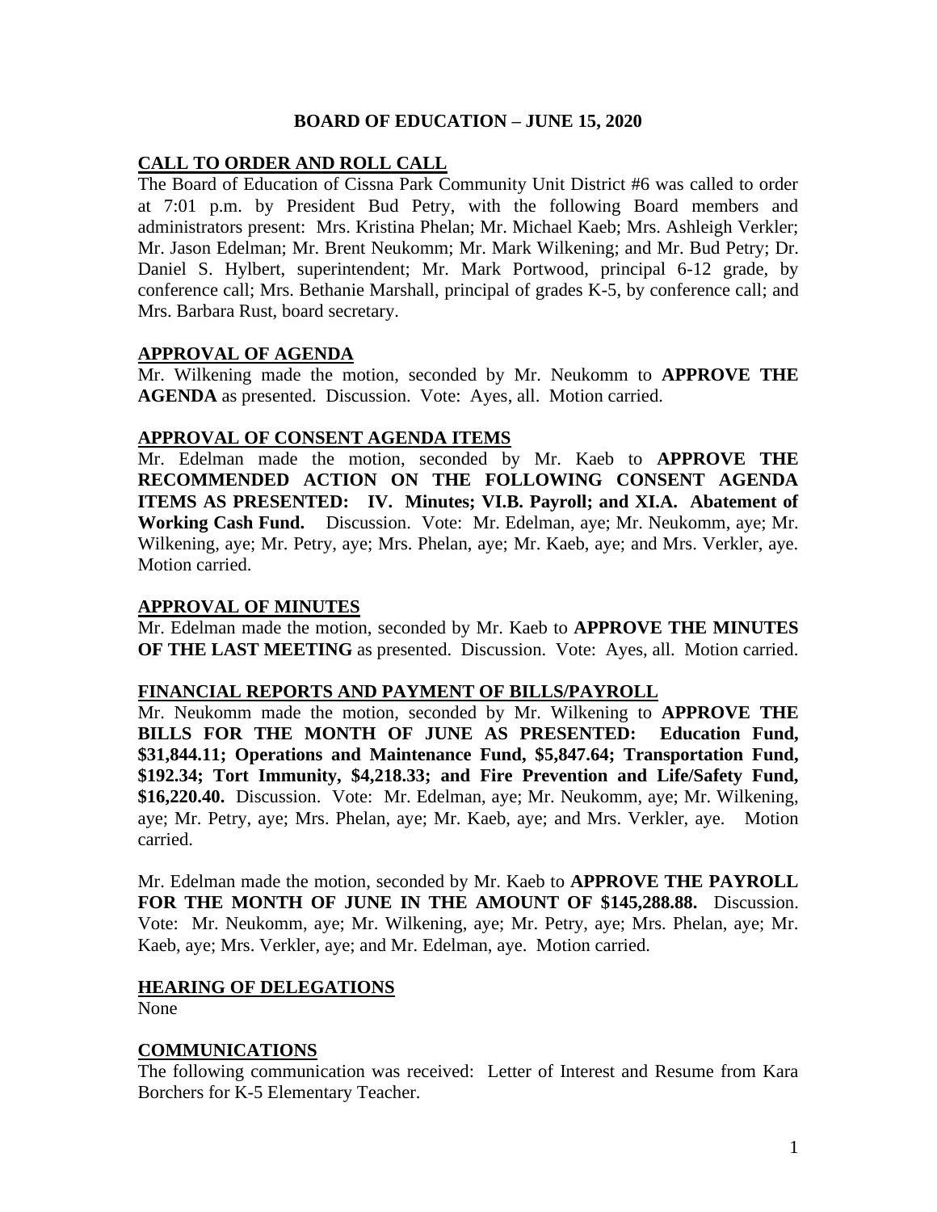# BOARD OF EDUCATION – JUNE 15, 2020

## CALL TO ORDER AND ROLL CALL

The Board of Education of Cissna Park Community Unit District #6 was called to order at 7:01 p.m. by President Bud Petry, with the following Board members and administrators present: Mrs. Kristina Phelan; Mr. Michael Kaeb; Mrs. Ashleigh Verkler; Mr. Jason Edelman; Mr. Brent Neukomm; Mr. Mark Wilkening; and Mr. Bud Petry; Dr. Daniel S. Hylbert, superintendent; Mr. Mark Portwood, principal 6-12 grade, by conference call; Mrs. Bethanie Marshall, principal of grades K-5, by conference call; and Mrs. Barbara Rust, board secretary.

## APPROVAL OF AGENDA

Mr. Wilkening made the motion, seconded by Mr. Neukomm to **APPROVE THE AGENDA** as presented. Discussion. Vote: Ayes, all. Motion carried.

## APPROVAL OF CONSENT AGENDA ITEMS

Mr. Edelman made the motion, seconded by Mr. Kaeb to **APPROVE THE RECOMMENDED ACTION ON THE FOLLOWING CONSENT AGENDA ITEMS AS PRESENTED: IV. Minutes; VI.B. Payroll; and XI.A. Abatement of Working Cash Fund.** Discussion. Vote: Mr. Edelman, aye; Mr. Neukomm, aye; Mr. Wilkening, aye; Mr. Petry, aye; Mrs. Phelan, aye; Mr. Kaeb, aye; and Mrs. Verkler, aye. Motion carried.

## APPROVAL OF MINUTES

Mr. Edelman made the motion, seconded by Mr. Kaeb to **APPROVE THE MINUTES OF THE LAST MEETING** as presented. Discussion. Vote: Ayes, all. Motion carried.

## FINANCIAL REPORTS AND PAYMENT OF BILLS/PAYROLL

Mr. Neukomm made the motion, seconded by Mr. Wilkening to **APPROVE THE BILLS FOR THE MONTH OF JUNE AS PRESENTED: Education Fund, $31,844.11; Operations and Maintenance Fund, $5,847.64; Transportation Fund, $192.34; Tort Immunity, $4,218.33; and Fire Prevention and Life/Safety Fund, $16,220.40.** Discussion. Vote: Mr. Edelman, aye; Mr. Neukomm, aye; Mr. Wilkening, aye; Mr. Petry, aye; Mrs. Phelan, aye; Mr. Kaeb, aye; and Mrs. Verkler, aye. Motion carried.

Mr. Edelman made the motion, seconded by Mr. Kaeb to **APPROVE THE PAYROLL FOR THE MONTH OF JUNE IN THE AMOUNT OF $145,288.88.** Discussion. Vote: Mr. Neukomm, aye; Mr. Wilkening, aye; Mr. Petry, aye; Mrs. Phelan, aye; Mr. Kaeb, aye; Mrs. Verkler, aye; and Mr. Edelman, aye. Motion carried.

## HEARING OF DELEGATIONS

None

## COMMUNICATIONS

The following communication was received: Letter of Interest and Resume from Kara Borchers for K-5 Elementary Teacher.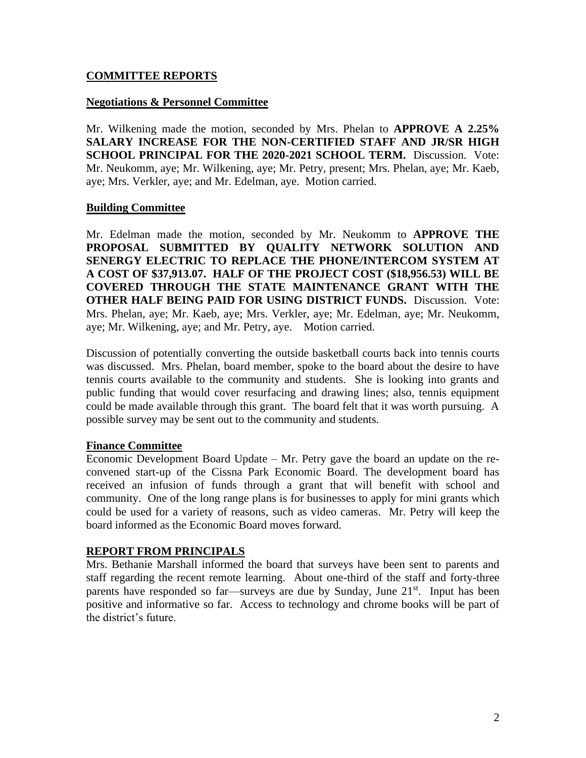## COMMITTEE REPORTS

### Negotiations & Personnel Committee

Mr. Wilkening made the motion, seconded by Mrs. Phelan to **APPROVE A 2.25% SALARY INCREASE FOR THE NON-CERTIFIED STAFF AND JR/SR HIGH SCHOOL PRINCIPAL FOR THE 2020-2021 SCHOOL TERM.** Discussion. Vote: Mr. Neukomm, aye; Mr. Wilkening, aye; Mr. Petry, present; Mrs. Phelan, aye; Mr. Kaeb, aye; Mrs. Verkler, aye; and Mr. Edelman, aye. Motion carried.

### Building Committee

Mr. Edelman made the motion, seconded by Mr. Neukomm to **APPROVE THE PROPOSAL SUBMITTED BY QUALITY NETWORK SOLUTION AND SENERGY ELECTRIC TO REPLACE THE PHONE/INTERCOM SYSTEM AT A COST OF $37,913.07. HALF OF THE PROJECT COST ($18,956.53) WILL BE COVERED THROUGH THE STATE MAINTENANCE GRANT WITH THE OTHER HALF BEING PAID FOR USING DISTRICT FUNDS.** Discussion. Vote: Mrs. Phelan, aye; Mr. Kaeb, aye; Mrs. Verkler, aye; Mr. Edelman, aye; Mr. Neukomm, aye; Mr. Wilkening, aye; and Mr. Petry, aye. Motion carried.

Discussion of potentially converting the outside basketball courts back into tennis courts was discussed. Mrs. Phelan, board member, spoke to the board about the desire to have tennis courts available to the community and students. She is looking into grants and public funding that would cover resurfacing and drawing lines; also, tennis equipment could be made available through this grant. The board felt that it was worth pursuing. A possible survey may be sent out to the community and students.

### Finance Committee

Economic Development Board Update – Mr. Petry gave the board an update on the re-convened start-up of the Cissna Park Economic Board. The development board has received an infusion of funds through a grant that will benefit with school and community. One of the long range plans is for businesses to apply for mini grants which could be used for a variety of reasons, such as video cameras. Mr. Petry will keep the board informed as the Economic Board moves forward.

## REPORT FROM PRINCIPALS

Mrs. Bethanie Marshall informed the board that surveys have been sent to parents and staff regarding the recent remote learning. About one-third of the staff and forty-three parents have responded so far—surveys are due by Sunday, June 21st. Input has been positive and informative so far. Access to technology and chrome books will be part of the district's future.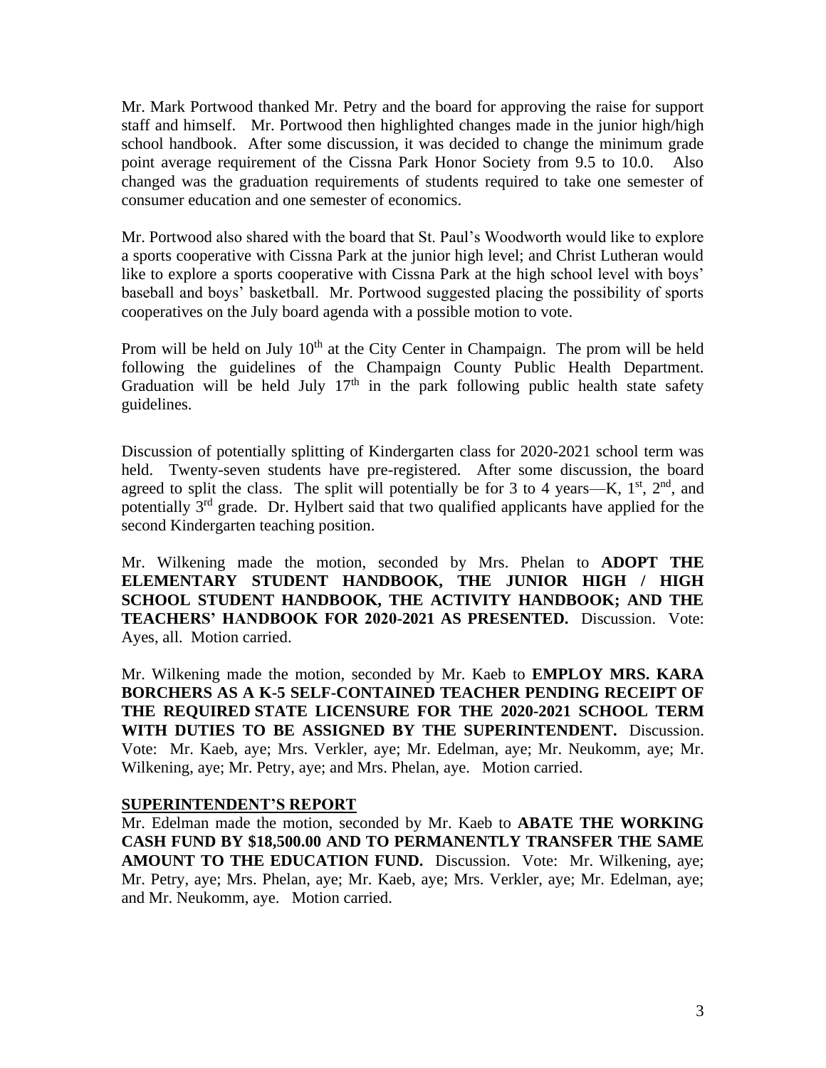Mr. Mark Portwood thanked Mr. Petry and the board for approving the raise for support staff and himself. Mr. Portwood then highlighted changes made in the junior high/high school handbook. After some discussion, it was decided to change the minimum grade point average requirement of the Cissna Park Honor Society from 9.5 to 10.0. Also changed was the graduation requirements of students required to take one semester of consumer education and one semester of economics.

Mr. Portwood also shared with the board that St. Paul's Woodworth would like to explore a sports cooperative with Cissna Park at the junior high level; and Christ Lutheran would like to explore a sports cooperative with Cissna Park at the high school level with boys' baseball and boys' basketball. Mr. Portwood suggested placing the possibility of sports cooperatives on the July board agenda with a possible motion to vote.

Prom will be held on July 10th at the City Center in Champaign. The prom will be held following the guidelines of the Champaign County Public Health Department. Graduation will be held July 17th in the park following public health state safety guidelines.

Discussion of potentially splitting of Kindergarten class for 2020-2021 school term was held. Twenty-seven students have pre-registered. After some discussion, the board agreed to split the class. The split will potentially be for 3 to 4 years—K, 1st, 2nd, and potentially 3rd grade. Dr. Hylbert said that two qualified applicants have applied for the second Kindergarten teaching position.

Mr. Wilkening made the motion, seconded by Mrs. Phelan to **ADOPT THE ELEMENTARY STUDENT HANDBOOK, THE JUNIOR HIGH / HIGH SCHOOL STUDENT HANDBOOK, THE ACTIVITY HANDBOOK; AND THE TEACHERS' HANDBOOK FOR 2020-2021 AS PRESENTED.** Discussion. Vote: Ayes, all. Motion carried.

Mr. Wilkening made the motion, seconded by Mr. Kaeb to **EMPLOY MRS. KARA BORCHERS AS A K-5 SELF-CONTAINED TEACHER PENDING RECEIPT OF THE REQUIRED STATE LICENSURE FOR THE 2020-2021 SCHOOL TERM WITH DUTIES TO BE ASSIGNED BY THE SUPERINTENDENT.** Discussion. Vote: Mr. Kaeb, aye; Mrs. Verkler, aye; Mr. Edelman, aye; Mr. Neukomm, aye; Mr. Wilkening, aye; Mr. Petry, aye; and Mrs. Phelan, aye. Motion carried.

**SUPERINTENDENT'S REPORT**

Mr. Edelman made the motion, seconded by Mr. Kaeb to **ABATE THE WORKING CASH FUND BY $18,500.00 AND TO PERMANENTLY TRANSFER THE SAME AMOUNT TO THE EDUCATION FUND.** Discussion. Vote: Mr. Wilkening, aye; Mr. Petry, aye; Mrs. Phelan, aye; Mr. Kaeb, aye; Mrs. Verkler, aye; Mr. Edelman, aye; and Mr. Neukomm, aye. Motion carried.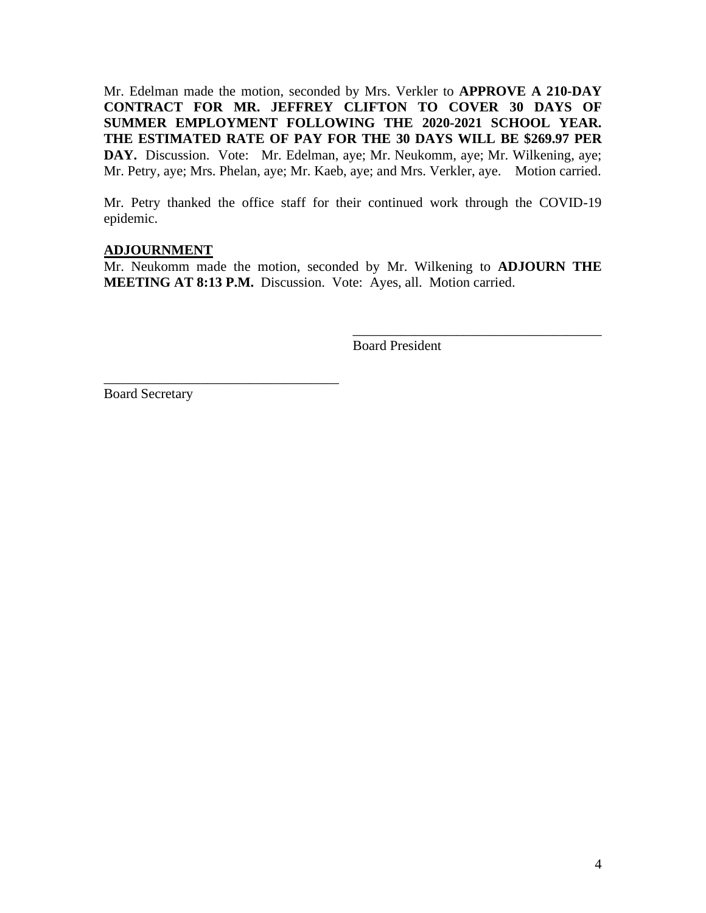Mr. Edelman made the motion, seconded by Mrs. Verkler to **APPROVE A 210-DAY CONTRACT FOR MR. JEFFREY CLIFTON TO COVER 30 DAYS OF SUMMER EMPLOYMENT FOLLOWING THE 2020-2021 SCHOOL YEAR. THE ESTIMATED RATE OF PAY FOR THE 30 DAYS WILL BE $269.97 PER DAY.** Discussion. Vote: Mr. Edelman, aye; Mr. Neukomm, aye; Mr. Wilkening, aye; Mr. Petry, aye; Mrs. Phelan, aye; Mr. Kaeb, aye; and Mrs. Verkler, aye. Motion carried.

Mr. Petry thanked the office staff for their continued work through the COVID-19 epidemic.

**ADJOURNMENT**

Mr. Neukomm made the motion, seconded by Mr. Wilkening to **ADJOURN THE MEETING AT 8:13 P.M.** Discussion. Vote: Ayes, all. Motion carried.

\_\_\_\_\_\_\_\_\_\_\_\_\_\_\_\_\_\_\_\_\_\_\_\_\_\_\_\_\_\_\_\_\_\_\_\_

Board President

\_\_\_\_\_\_\_\_\_\_\_\_\_\_\_\_\_\_\_\_\_\_\_\_\_\_\_\_\_\_\_\_\_\_\_\_

Board Secretary